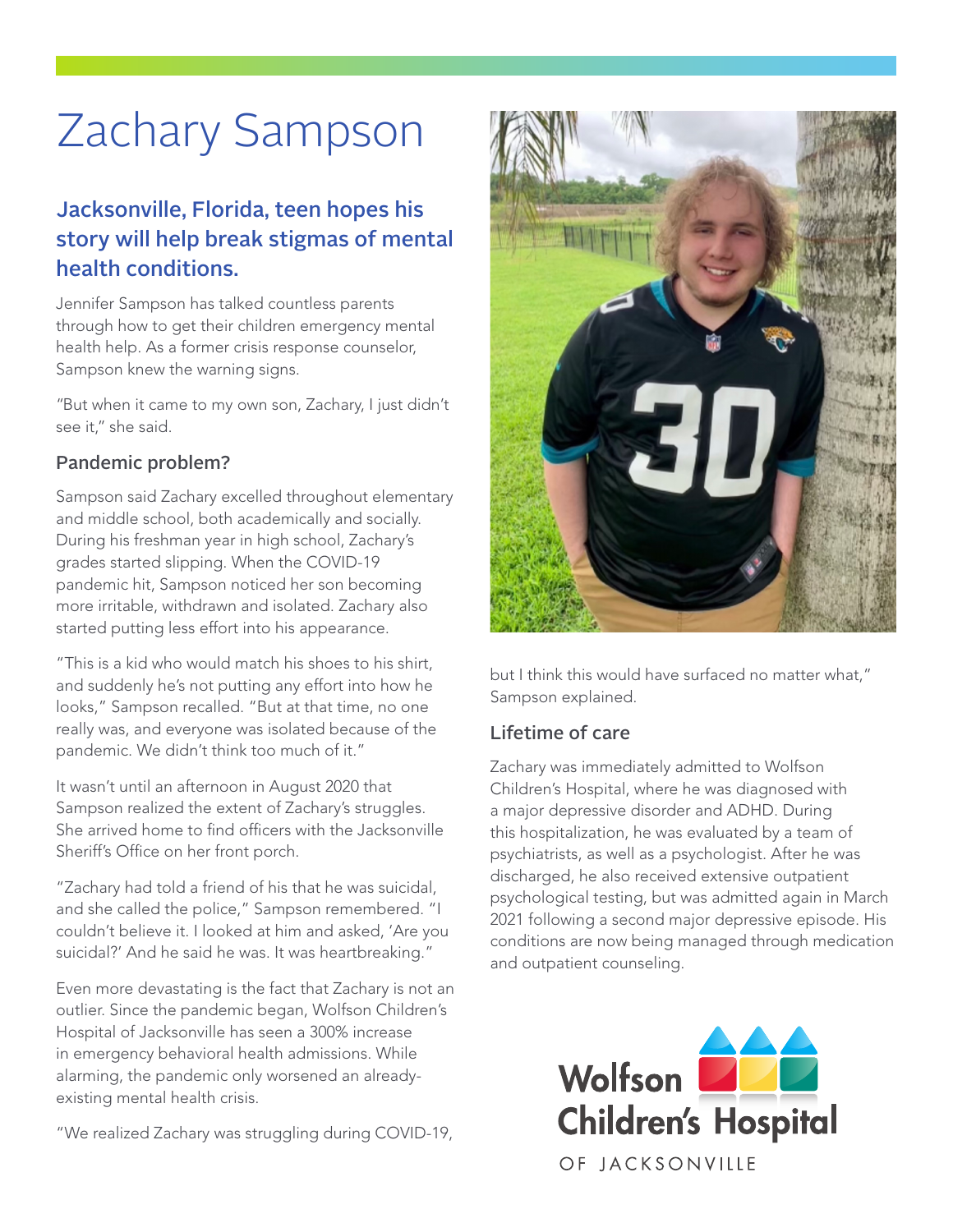# Zachary Sampson

## Jacksonville, Florida, teen hopes his story will help break stigmas of mental health conditions.

Jennifer Sampson has talked countless parents through how to get their children emergency mental health help. As a former crisis response counselor, Sampson knew the warning signs.

"But when it came to my own son, Zachary, I just didn't see it," she said.

### Pandemic problem?

Sampson said Zachary excelled throughout elementary and middle school, both academically and socially. During his freshman year in high school, Zachary's grades started slipping. When the COVID-19 pandemic hit, Sampson noticed her son becoming more irritable, withdrawn and isolated. Zachary also started putting less effort into his appearance.

"This is a kid who would match his shoes to his shirt, and suddenly he's not putting any effort into how he looks," Sampson recalled. "But at that time, no one really was, and everyone was isolated because of the pandemic. We didn't think too much of it."

It wasn't until an afternoon in August 2020 that Sampson realized the extent of Zachary's struggles. She arrived home to find officers with the Jacksonville Sheriff's Office on her front porch.

"Zachary had told a friend of his that he was suicidal, and she called the police," Sampson remembered. "I couldn't believe it. I looked at him and asked, 'Are you suicidal?' And he said he was. It was heartbreaking."

Even more devastating is the fact that Zachary is not an outlier. Since the pandemic began, Wolfson Children's Hospital of Jacksonville has seen a 300% increase in emergency behavioral health admissions. While alarming, the pandemic only worsened an already-existing mental health crisis.

"We realized Zachary was struggling during COVID-19, but I think this would have surfaced no matter what," Sampson explained.

### Lifetime of care

Zachary was immediately admitted to Wolfson Children's Hospital, where he was diagnosed with a major depressive disorder and ADHD. During this hospitalization, he was evaluated by a team of psychiatrists, as well as a psychologist. After he was discharged, he also received extensive outpatient psychological testing, but was admitted again in March 2021 following a second major depressive episode. His conditions are now being managed through medication and outpatient counseling.

Wolfson Children's Hospital OF JACKSONVILLE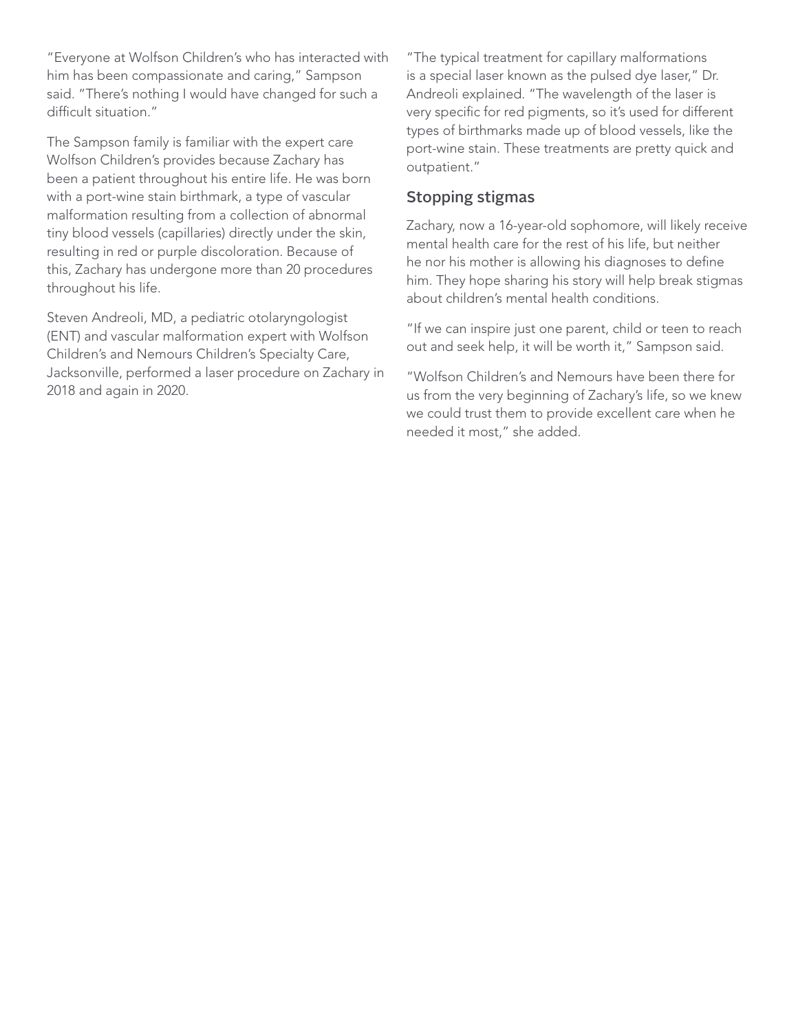"Everyone at Wolfson Children's who has interacted with him has been compassionate and caring," Sampson said. "There's nothing I would have changed for such a difficult situation."

The Sampson family is familiar with the expert care Wolfson Children's provides because Zachary has been a patient throughout his entire life. He was born with a port-wine stain birthmark, a type of vascular malformation resulting from a collection of abnormal tiny blood vessels (capillaries) directly under the skin, resulting in red or purple discoloration. Because of this, Zachary has undergone more than 20 procedures throughout his life.

Steven Andreoli, MD, a pediatric otolaryngologist (ENT) and vascular malformation expert with Wolfson Children's and Nemours Children's Specialty Care, Jacksonville, performed a laser procedure on Zachary in 2018 and again in 2020.

"The typical treatment for capillary malformations is a special laser known as the pulsed dye laser," Dr. Andreoli explained. "The wavelength of the laser is very specific for red pigments, so it's used for different types of birthmarks made up of blood vessels, like the port-wine stain. These treatments are pretty quick and outpatient."

## Stopping stigmas

Zachary, now a 16-year-old sophomore, will likely receive mental health care for the rest of his life, but neither he nor his mother is allowing his diagnoses to define him. They hope sharing his story will help break stigmas about children's mental health conditions.

"If we can inspire just one parent, child or teen to reach out and seek help, it will be worth it," Sampson said.

"Wolfson Children's and Nemours have been there for us from the very beginning of Zachary's life, so we knew we could trust them to provide excellent care when he needed it most," she added.